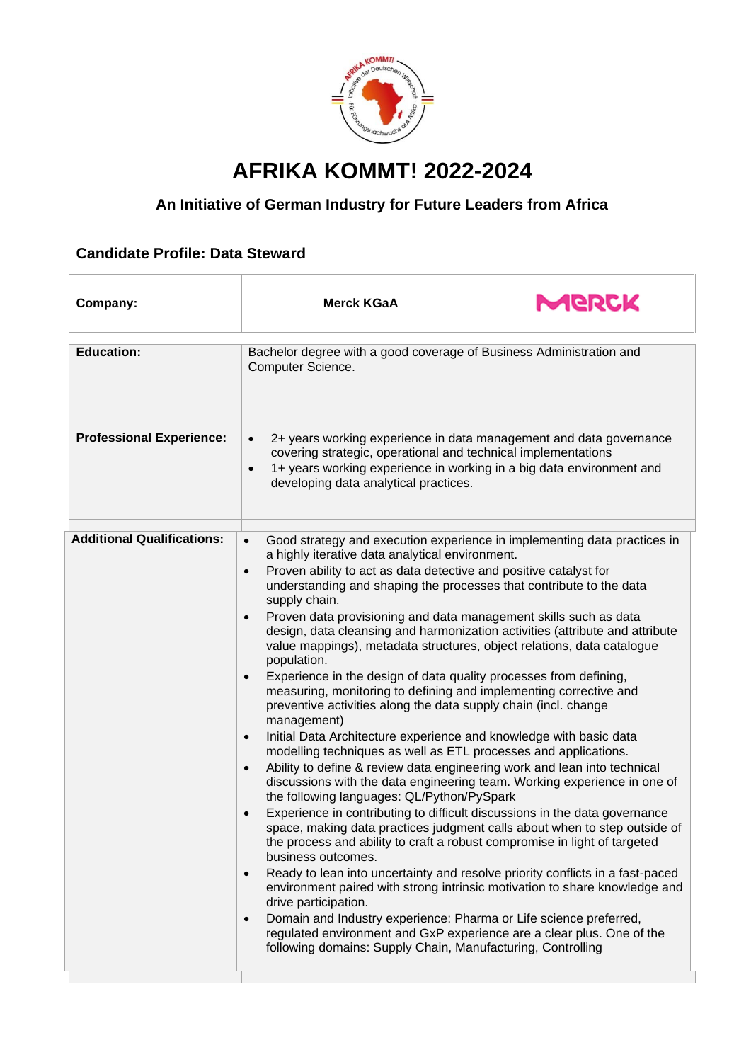# AFRIKA KOMMT! 2022-2024

## An Initiative of German Industry for Future Leaders from Africa

### Candidate Profile: Data Steward

| Company: | Merck KGaA |
|---|---|
| **Education:** | Bachelor degree with a good coverage of Business Administration and Computer Science. |
| **Professional Experience:** | • 2+ years working experience in data management and data governance covering strategic, operational and technical implementations<br>• 1+ years working experience in working in a big data environment and developing data analytical practices. |
| **Additional Qualifications:** | • Good strategy and execution experience in implementing data practices in a highly iterative data analytical environment.<br>• Proven ability to act as data detective and positive catalyst for understanding and shaping the processes that contribute to the data supply chain.<br>• Proven data provisioning and data management skills such as data design, data cleansing and harmonization activities (attribute and attribute value mappings), metadata structures, object relations, data catalogue population.<br>• Experience in the design of data quality processes from defining, measuring, monitoring to defining and implementing corrective and preventive activities along the data supply chain (incl. change management)<br>• Initial Data Architecture experience and knowledge with basic data modelling techniques as well as ETL processes and applications.<br>• Ability to define & review data engineering work and lean into technical discussions with the data engineering team. Working experience in one of the following languages: QL/Python/PySpark<br>• Experience in contributing to difficult discussions in the data governance space, making data practices judgment calls about when to step outside of the process and ability to craft a robust compromise in light of targeted business outcomes.<br>• Ready to lean into uncertainty and resolve priority conflicts in a fast-paced environment paired with strong intrinsic motivation to share knowledge and drive participation.<br>• Domain and Industry experience: Pharma or Life science preferred, regulated environment and GxP experience are a clear plus. One of the following domains: Supply Chain, Manufacturing, Controlling |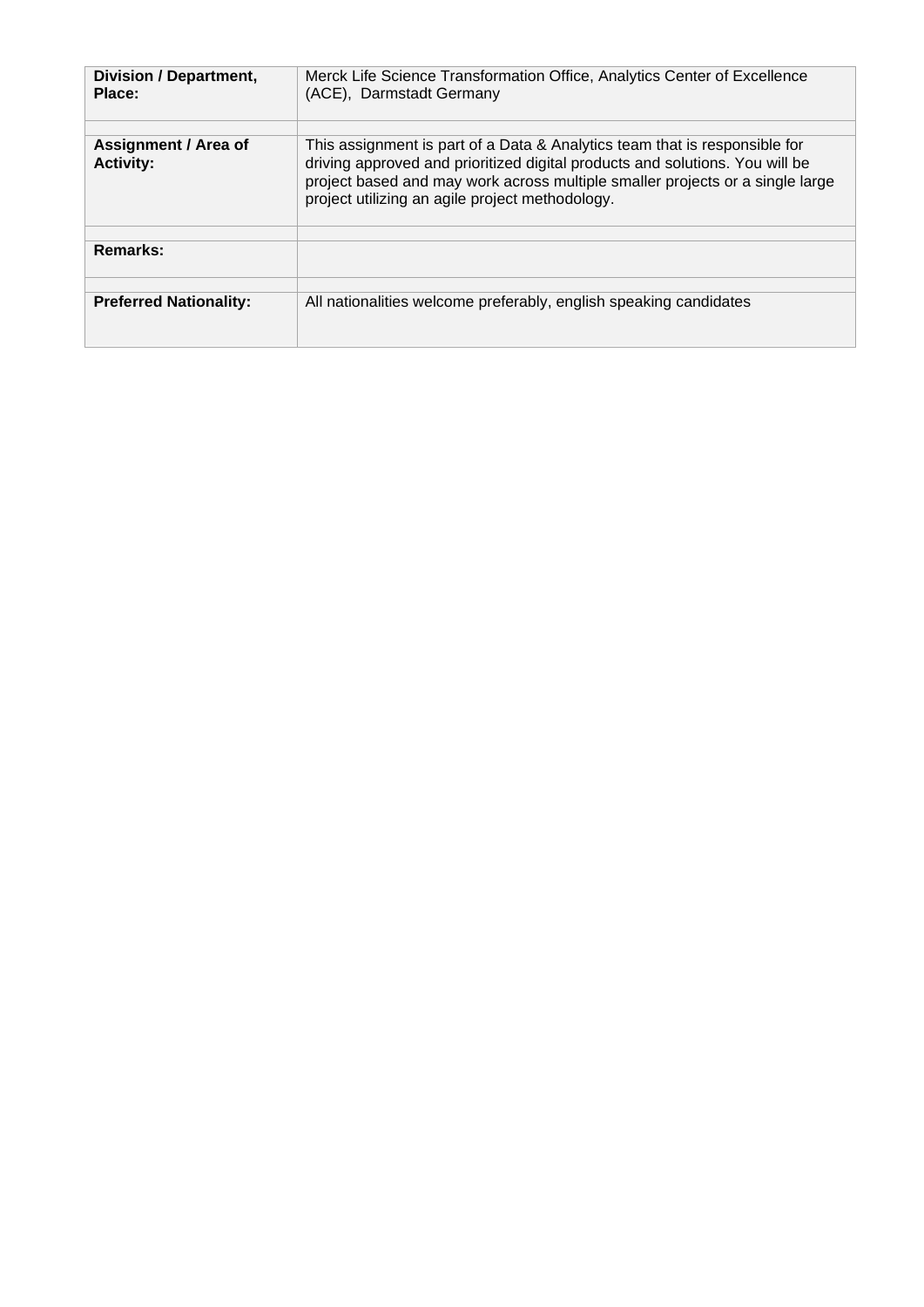| | |
|---|---|
| **Division / Department, Place:** | Merck Life Science Transformation Office, Analytics Center of Excellence (ACE), Darmstadt Germany |
| | |
| **Assignment / Area of Activity:** | This assignment is part of a Data & Analytics team that is responsible for driving approved and prioritized digital products and solutions. You will be project based and may work across multiple smaller projects or a single large project utilizing an agile project methodology. |
| | |
| **Remarks:** | |
| | |
| **Preferred Nationality:** | All nationalities welcome preferably, english speaking candidates |